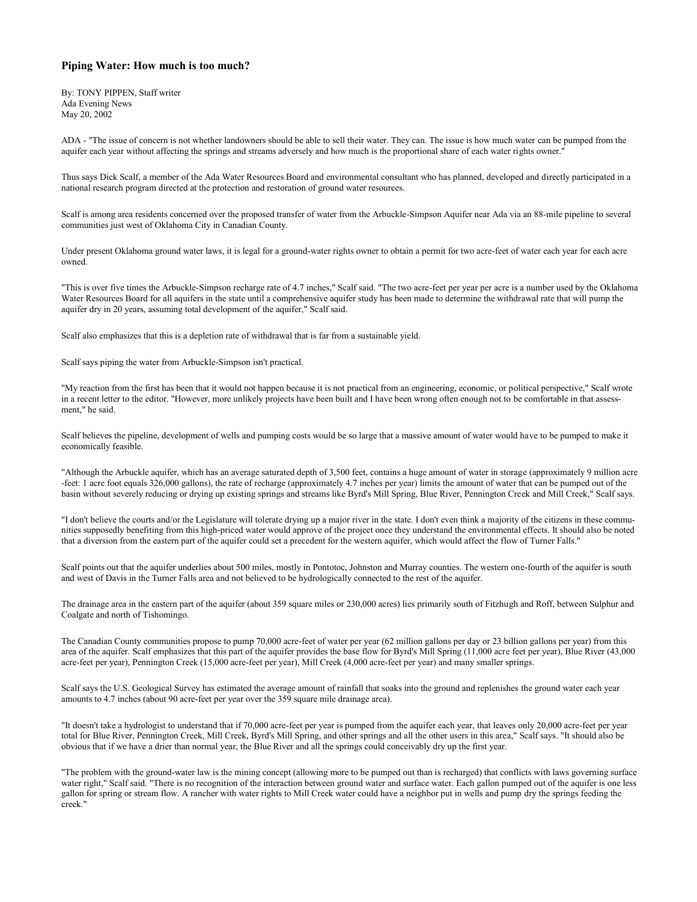# Piping Water: How much is too much?

By: TONY PIPPEN, Staff writer
Ada Evening News
May 20, 2002

ADA - "The issue of concern is not whether landowners should be able to sell their water. They can. The issue is how much water can be pumped from the aquifer each year without affecting the springs and streams adversely and how much is the proportional share of each water rights owner."

Thus says Dick Scalf, a member of the Ada Water Resources Board and environmental consultant who has planned, developed and directly participated in a national research program directed at the protection and restoration of ground water resources.

Scalf is among area residents concerned over the proposed transfer of water from the Arbuckle-Simpson Aquifer near Ada via an 88-mile pipeline to several communities just west of Oklahoma City in Canadian County.

Under present Oklahoma ground water laws, it is legal for a ground-water rights owner to obtain a permit for two acre-feet of water each year for each acre owned.

"This is over five times the Arbuckle-Simpson recharge rate of 4.7 inches," Scalf said. "The two acre-feet per year per acre is a number used by the Oklahoma Water Resources Board for all aquifers in the state until a comprehensive aquifer study has been made to determine the withdrawal rate that will pump the aquifer dry in 20 years, assuming total development of the aquifer," Scalf said.

Scalf also emphasizes that this is a depletion rate of withdrawal that is far from a sustainable yield.

Scalf says piping the water from Arbuckle-Simpson isn't practical.

"My reaction from the first has been that it would not happen because it is not practical from an engineering, economic, or political perspective," Scalf wrote in a recent letter to the editor. "However, more unlikely projects have been built and I have been wrong often enough not to be comfortable in that assessment," he said.

Scalf believes the pipeline, development of wells and pumping costs would be so large that a massive amount of water would have to be pumped to make it economically feasible.

"Although the Arbuckle aquifer, which has an average saturated depth of 3,500 feet, contains a huge amount of water in storage (approximately 9 million acre-feet: 1 acre foot equals 326,000 gallons), the rate of recharge (approximately 4.7 inches per year) limits the amount of water that can be pumped out of the basin without severely reducing or drying up existing springs and streams like Byrd's Mill Spring, Blue River, Pennington Creek and Mill Creek," Scalf says.

"I don't believe the courts and/or the Legislature will tolerate drying up a major river in the state. I don't even think a majority of the citizens in these communities supposedly benefiting from this high-priced water would approve of the project once they understand the environmental effects. It should also be noted that a diversion from the eastern part of the aquifer could set a precedent for the western aquifer, which would affect the flow of Turner Falls."

Scalf points out that the aquifer underlies about 500 miles, mostly in Pontotoc, Johnston and Murray counties. The western one-fourth of the aquifer is south and west of Davis in the Turner Falls area and not believed to be hydrologically connected to the rest of the aquifer.

The drainage area in the eastern part of the aquifer (about 359 square miles or 230,000 acres) lies primarily south of Fitzhugh and Roff, between Sulphur and Coalgate and north of Tishomingo.

The Canadian County communities propose to pump 70,000 acre-feet of water per year (62 million gallons per day or 23 billion gallons per year) from this area of the aquifer. Scalf emphasizes that this part of the aquifer provides the base flow for Byrd's Mill Spring (11,000 acre feet per year), Blue River (43,000 acre-feet per year), Pennington Creek (15,000 acre-feet per year), Mill Creek (4,000 acre-feet per year) and many smaller springs.

Scalf says the U.S. Geological Survey has estimated the average amount of rainfall that soaks into the ground and replenishes the ground water each year amounts to 4.7 inches (about 90 acre-feet per year over the 359 square mile drainage area).

"It doesn't take a hydrologist to understand that if 70,000 acre-feet per year is pumped from the aquifer each year, that leaves only 20,000 acre-feet per year total for Blue River, Pennington Creek, Mill Creek, Byrd's Mill Spring, and other springs and all the other users in this area," Scalf says. "It should also be obvious that if we have a drier than normal year, the Blue River and all the springs could conceivably dry up the first year.

"The problem with the ground-water law is the mining concept (allowing more to be pumped out than is recharged) that conflicts with laws governing surface water right," Scalf said. "There is no recognition of the interaction between ground water and surface water. Each gallon pumped out of the aquifer is one less gallon for spring or stream flow. A rancher with water rights to Mill Creek water could have a neighbor put in wells and pump dry the springs feeding the creek."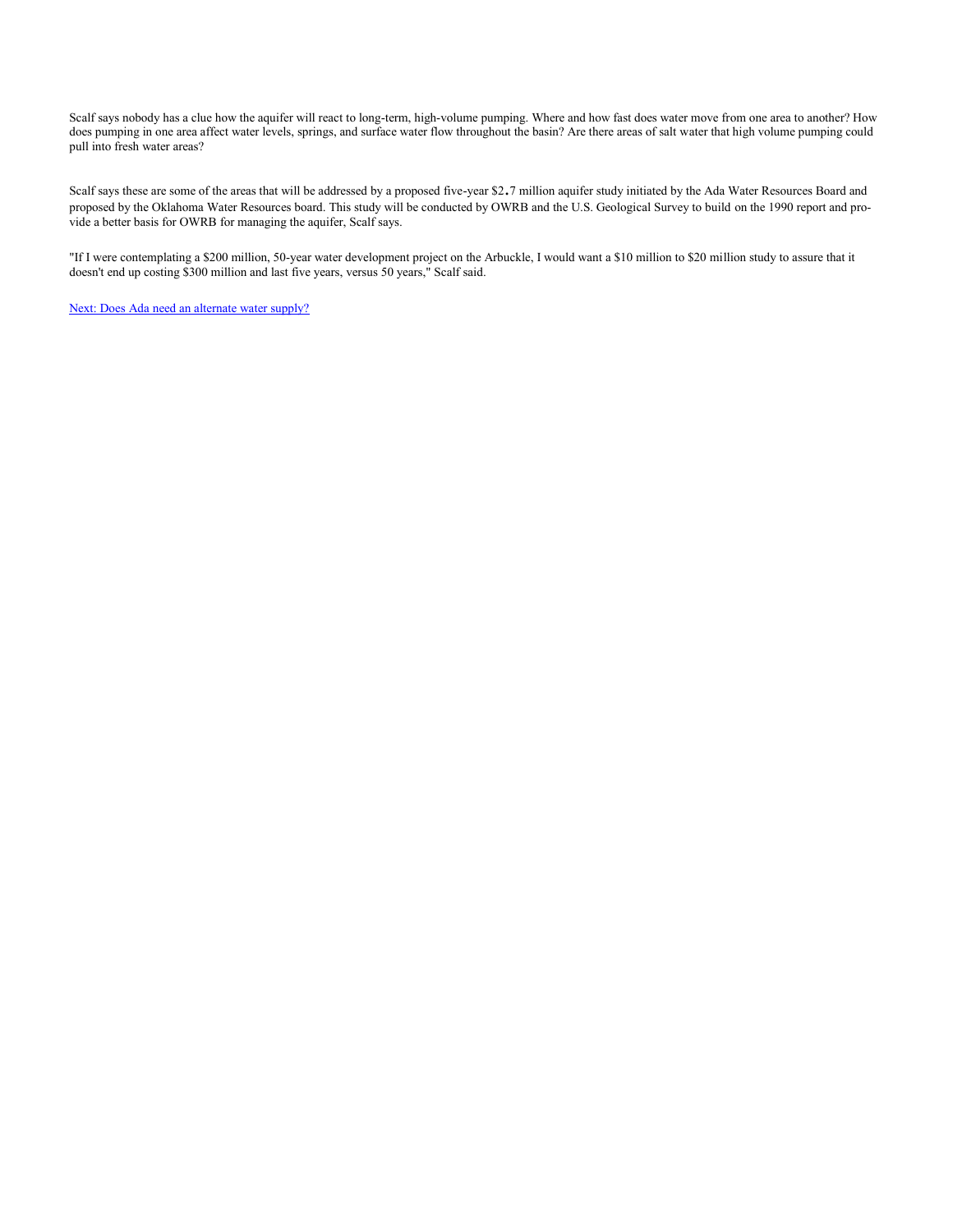Scalf says nobody has a clue how the aquifer will react to long-term, high-volume pumping. Where and how fast does water move from one area to another? How does pumping in one area affect water levels, springs, and surface water flow throughout the basin? Are there areas of salt water that high volume pumping could pull into fresh water areas?

Scalf says these are some of the areas that will be addressed by a proposed five-year $2.7 million aquifer study initiated by the Ada Water Resources Board and proposed by the Oklahoma Water Resources board. This study will be conducted by OWRB and the U.S. Geological Survey to build on the 1990 report and provide a better basis for OWRB for managing the aquifer, Scalf says.

"If I were contemplating a $200 million, 50-year water development project on the Arbuckle, I would want a $10 million to $20 million study to assure that it doesn't end up costing $300 million and last five years, versus 50 years," Scalf said.

Next: Does Ada need an alternate water supply?